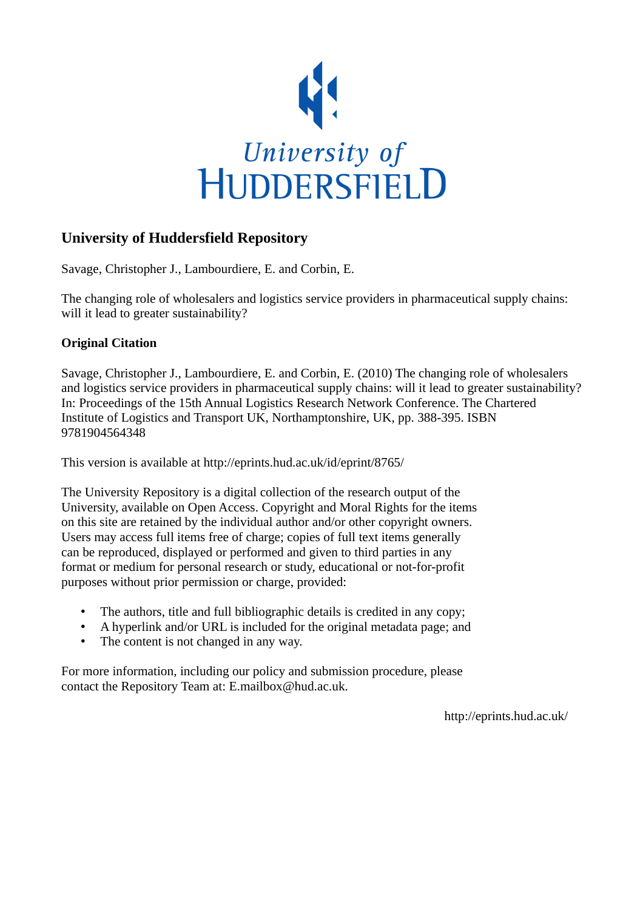University of HUDDERSFIELD

## University of Huddersfield Repository

Savage, Christopher J., Lambourdiere, E. and Corbin, E.

The changing role of wholesalers and logistics service providers in pharmaceutical supply chains: will it lead to greater sustainability?

### Original Citation

Savage, Christopher J., Lambourdiere, E. and Corbin, E. (2010) The changing role of wholesalers and logistics service providers in pharmaceutical supply chains: will it lead to greater sustainability? In: Proceedings of the 15th Annual Logistics Research Network Conference. The Chartered Institute of Logistics and Transport UK, Northamptonshire, UK, pp. 388-395. ISBN 9781904564348

This version is available at http://eprints.hud.ac.uk/id/eprint/8765/

The University Repository is a digital collection of the research output of the University, available on Open Access. Copyright and Moral Rights for the items on this site are retained by the individual author and/or other copyright owners. Users may access full items free of charge; copies of full text items generally can be reproduced, displayed or performed and given to third parties in any format or medium for personal research or study, educational or not-for-profit purposes without prior permission or charge, provided:

- The authors, title and full bibliographic details is credited in any copy;
- A hyperlink and/or URL is included for the original metadata page; and
- The content is not changed in any way.

For more information, including our policy and submission procedure, please contact the Repository Team at: E.mailbox@hud.ac.uk.

http://eprints.hud.ac.uk/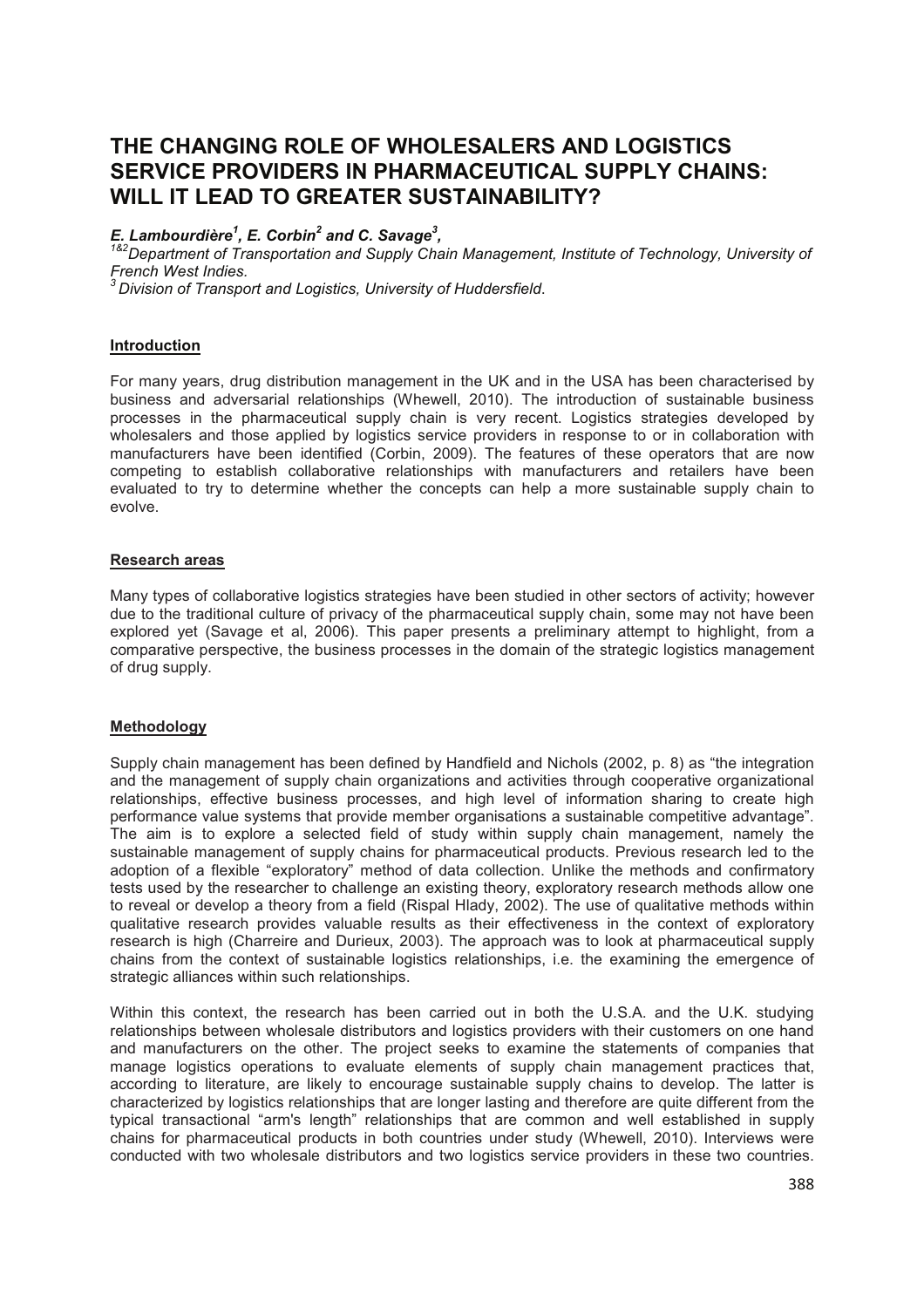# THE CHANGING ROLE OF WHOLESALERS AND LOGISTICS SERVICE PROVIDERS IN PHARMACEUTICAL SUPPLY CHAINS: WILL IT LEAD TO GREATER SUSTAINABILITY?

***E. Lambourdière[1], E. Corbin[2] and C. Savage[3],***

*[1&2]Department of Transportation and Supply Chain Management, Institute of Technology, University of French West Indies.*

*[3]Division of Transport and Logistics, University of Huddersfield.*

## Introduction

For many years, drug distribution management in the UK and in the USA has been characterised by business and adversarial relationships (Whewell, 2010). The introduction of sustainable business processes in the pharmaceutical supply chain is very recent. Logistics strategies developed by wholesalers and those applied by logistics service providers in response to or in collaboration with manufacturers have been identified (Corbin, 2009). The features of these operators that are now competing to establish collaborative relationships with manufacturers and retailers have been evaluated to try to determine whether the concepts can help a more sustainable supply chain to evolve.

## Research areas

Many types of collaborative logistics strategies have been studied in other sectors of activity; however due to the traditional culture of privacy of the pharmaceutical supply chain, some may not have been explored yet (Savage et al, 2006). This paper presents a preliminary attempt to highlight, from a comparative perspective, the business processes in the domain of the strategic logistics management of drug supply.

## Methodology

Supply chain management has been defined by Handfield and Nichols (2002, p. 8) as "the integration and the management of supply chain organizations and activities through cooperative organizational relationships, effective business processes, and high level of information sharing to create high performance value systems that provide member organisations a sustainable competitive advantage". The aim is to explore a selected field of study within supply chain management, namely the sustainable management of supply chains for pharmaceutical products. Previous research led to the adoption of a flexible "exploratory" method of data collection. Unlike the methods and confirmatory tests used by the researcher to challenge an existing theory, exploratory research methods allow one to reveal or develop a theory from a field (Rispal Hlady, 2002). The use of qualitative methods within qualitative research provides valuable results as their effectiveness in the context of exploratory research is high (Charreire and Durieux, 2003). The approach was to look at pharmaceutical supply chains from the context of sustainable logistics relationships, i.e. the examining the emergence of strategic alliances within such relationships.

Within this context, the research has been carried out in both the U.S.A. and the U.K. studying relationships between wholesale distributors and logistics providers with their customers on one hand and manufacturers on the other. The project seeks to examine the statements of companies that manage logistics operations to evaluate elements of supply chain management practices that, according to literature, are likely to encourage sustainable supply chains to develop. The latter is characterized by logistics relationships that are longer lasting and therefore are quite different from the typical transactional "arm's length" relationships that are common and well established in supply chains for pharmaceutical products in both countries under study (Whewell, 2010). Interviews were conducted with two wholesale distributors and two logistics service providers in these two countries.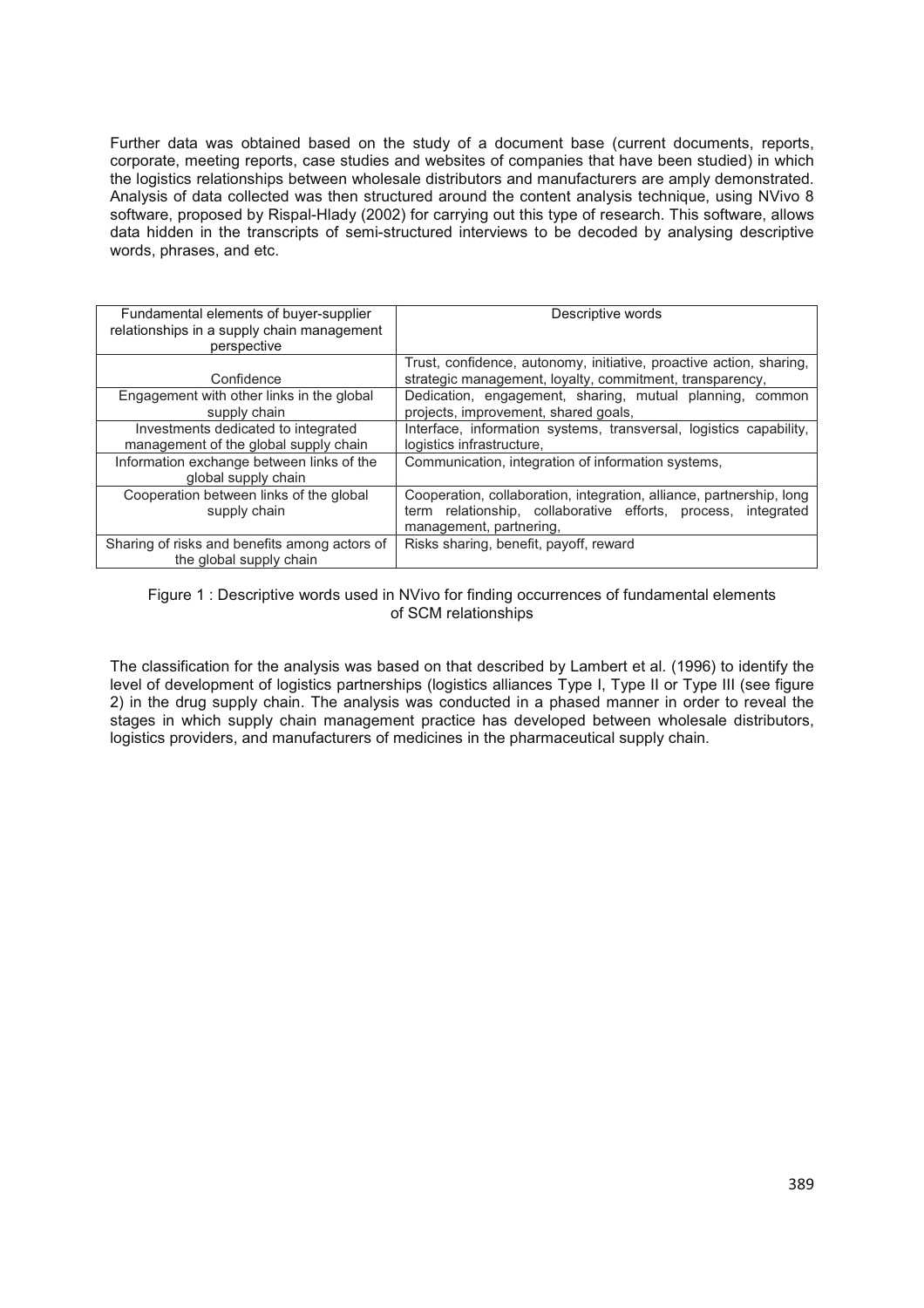Further data was obtained based on the study of a document base (current documents, reports, corporate, meeting reports, case studies and websites of companies that have been studied) in which the logistics relationships between wholesale distributors and manufacturers are amply demonstrated. Analysis of data collected was then structured around the content analysis technique, using NVivo 8 software, proposed by Rispal-Hlady (2002) for carrying out this type of research. This software, allows data hidden in the transcripts of semi-structured interviews to be decoded by analysing descriptive words, phrases, and etc.

| Fundamental elements of buyer-supplier relationships in a supply chain management perspective | Descriptive words |
|---|---|
| Confidence | Trust, confidence, autonomy, initiative, proactive action, sharing, strategic management, loyalty, commitment, transparency, |
| Engagement with other links in the global supply chain | Dedication, engagement, sharing, mutual planning, common projects, improvement, shared goals, |
| Investments dedicated to integrated management of the global supply chain | Interface, information systems, transversal, logistics capability, logistics infrastructure, |
| Information exchange between links of the global supply chain | Communication, integration of information systems, |
| Cooperation between links of the global supply chain | Cooperation, collaboration, integration, alliance, partnership, long term relationship, collaborative efforts, process, integrated management, partnering, |
| Sharing of risks and benefits among actors of the global supply chain | Risks sharing, benefit, payoff, reward |

Figure 1 : Descriptive words used in NVivo for finding occurrences of fundamental elements of SCM relationships

The classification for the analysis was based on that described by Lambert et al. (1996) to identify the level of development of logistics partnerships (logistics alliances Type I, Type II or Type III (see figure 2) in the drug supply chain. The analysis was conducted in a phased manner in order to reveal the stages in which supply chain management practice has developed between wholesale distributors, logistics providers, and manufacturers of medicines in the pharmaceutical supply chain.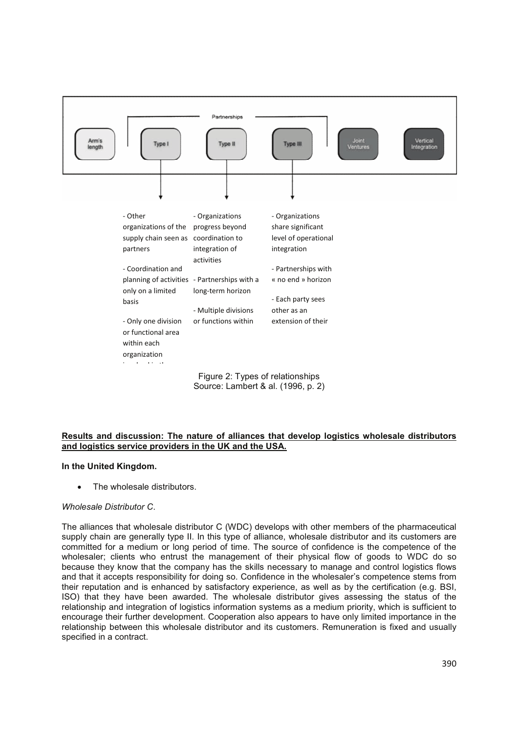Partnerships

Arm's length | Type I | Type II | Type III | Joint Ventures | Vertical Integration

| Type I | Type II | Type III |
|---|---|---|
| - Other organizations of the supply chain seen as partners<br>- Coordination and planning of activities only on a limited basis<br>- Only one division or functional area within each organization | - Organizations progress beyond coordination to integration of activities<br>- Partnerships with a long-term horizon<br>- Multiple divisions or functions within | - Organizations share significant level of operational integration<br>- Partnerships with « no end » horizon<br>- Each party sees other as an extension of their |

Figure 2: Types of relationships
Source: Lambert & al. (1996, p. 2)

**Results and discussion: The nature of alliances that develop logistics wholesale distributors and logistics service providers in the UK and the USA.**

**In the United Kingdom.**

- The wholesale distributors.

*Wholesale Distributor C.*

The alliances that wholesale distributor C (WDC) develops with other members of the pharmaceutical supply chain are generally type II. In this type of alliance, wholesale distributor and its customers are committed for a medium or long period of time. The source of confidence is the competence of the wholesaler; clients who entrust the management of their physical flow of goods to WDC do so because they know that the company has the skills necessary to manage and control logistics flows and that it accepts responsibility for doing so. Confidence in the wholesaler's competence stems from their reputation and is enhanced by satisfactory experience, as well as by the certification (e.g. BSI, ISO) that they have been awarded. The wholesale distributor gives assessing the status of the relationship and integration of logistics information systems as a medium priority, which is sufficient to encourage their further development. Cooperation also appears to have only limited importance in the relationship between this wholesale distributor and its customers. Remuneration is fixed and usually specified in a contract.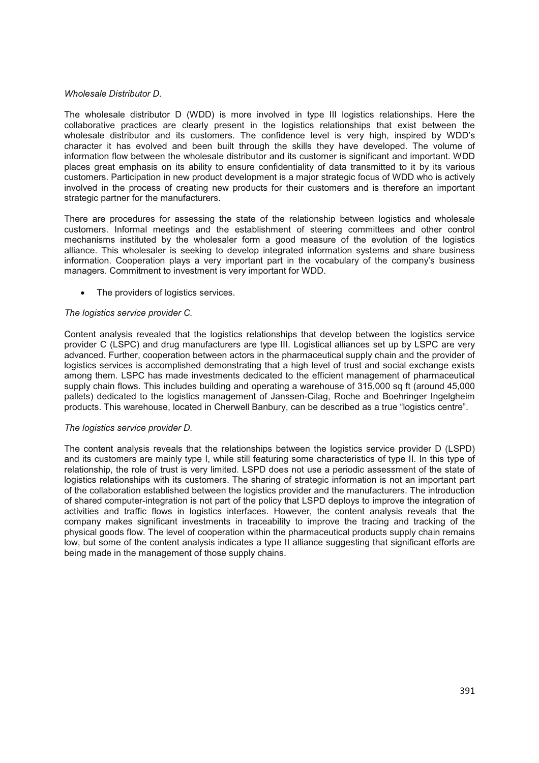*Wholesale Distributor D.*

The wholesale distributor D (WDD) is more involved in type III logistics relationships. Here the collaborative practices are clearly present in the logistics relationships that exist between the wholesale distributor and its customers. The confidence level is very high, inspired by WDD's character it has evolved and been built through the skills they have developed. The volume of information flow between the wholesale distributor and its customer is significant and important. WDD places great emphasis on its ability to ensure confidentiality of data transmitted to it by its various customers. Participation in new product development is a major strategic focus of WDD who is actively involved in the process of creating new products for their customers and is therefore an important strategic partner for the manufacturers.

There are procedures for assessing the state of the relationship between logistics and wholesale customers. Informal meetings and the establishment of steering committees and other control mechanisms instituted by the wholesaler form a good measure of the evolution of the logistics alliance. This wholesaler is seeking to develop integrated information systems and share business information. Cooperation plays a very important part in the vocabulary of the company's business managers. Commitment to investment is very important for WDD.

- The providers of logistics services.

*The logistics service provider C.*

Content analysis revealed that the logistics relationships that develop between the logistics service provider C (LSPC) and drug manufacturers are type III. Logistical alliances set up by LSPC are very advanced. Further, cooperation between actors in the pharmaceutical supply chain and the provider of logistics services is accomplished demonstrating that a high level of trust and social exchange exists among them. LSPC has made investments dedicated to the efficient management of pharmaceutical supply chain flows. This includes building and operating a warehouse of 315,000 sq ft (around 45,000 pallets) dedicated to the logistics management of Janssen-Cilag, Roche and Boehringer Ingelgheim products. This warehouse, located in Cherwell Banbury, can be described as a true "logistics centre".

*The logistics service provider D.*

The content analysis reveals that the relationships between the logistics service provider D (LSPD) and its customers are mainly type I, while still featuring some characteristics of type II. In this type of relationship, the role of trust is very limited. LSPD does not use a periodic assessment of the state of logistics relationships with its customers. The sharing of strategic information is not an important part of the collaboration established between the logistics provider and the manufacturers. The introduction of shared computer-integration is not part of the policy that LSPD deploys to improve the integration of activities and traffic flows in logistics interfaces. However, the content analysis reveals that the company makes significant investments in traceability to improve the tracing and tracking of the physical goods flow. The level of cooperation within the pharmaceutical products supply chain remains low, but some of the content analysis indicates a type II alliance suggesting that significant efforts are being made in the management of those supply chains.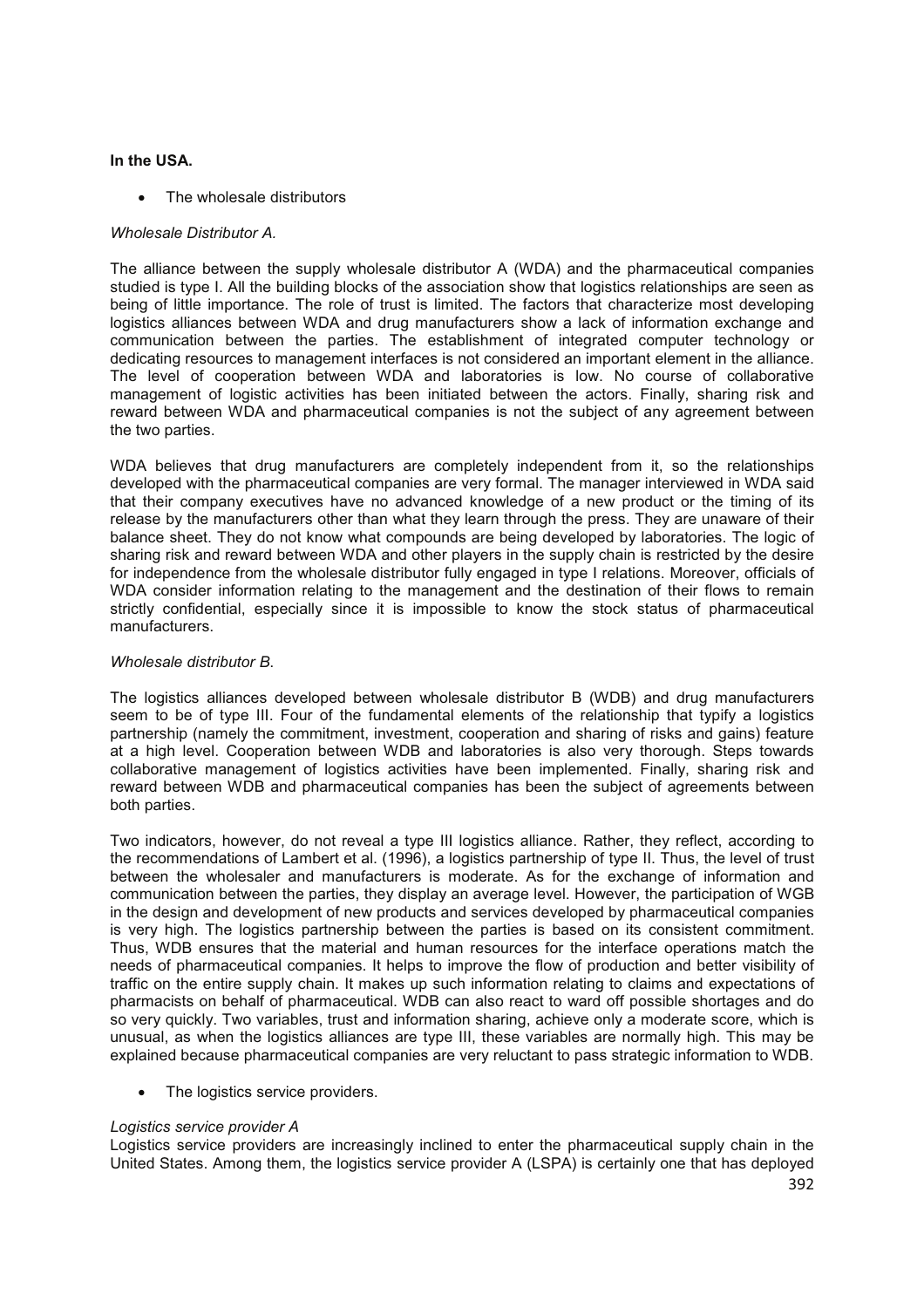**In the USA.**

- The wholesale distributors

*Wholesale Distributor A.*

The alliance between the supply wholesale distributor A (WDA) and the pharmaceutical companies studied is type I. All the building blocks of the association show that logistics relationships are seen as being of little importance. The role of trust is limited. The factors that characterize most developing logistics alliances between WDA and drug manufacturers show a lack of information exchange and communication between the parties. The establishment of integrated computer technology or dedicating resources to management interfaces is not considered an important element in the alliance. The level of cooperation between WDA and laboratories is low. No course of collaborative management of logistic activities has been initiated between the actors. Finally, sharing risk and reward between WDA and pharmaceutical companies is not the subject of any agreement between the two parties.

WDA believes that drug manufacturers are completely independent from it, so the relationships developed with the pharmaceutical companies are very formal. The manager interviewed in WDA said that their company executives have no advanced knowledge of a new product or the timing of its release by the manufacturers other than what they learn through the press. They are unaware of their balance sheet. They do not know what compounds are being developed by laboratories. The logic of sharing risk and reward between WDA and other players in the supply chain is restricted by the desire for independence from the wholesale distributor fully engaged in type I relations. Moreover, officials of WDA consider information relating to the management and the destination of their flows to remain strictly confidential, especially since it is impossible to know the stock status of pharmaceutical manufacturers.

*Wholesale distributor B.*

The logistics alliances developed between wholesale distributor B (WDB) and drug manufacturers seem to be of type III. Four of the fundamental elements of the relationship that typify a logistics partnership (namely the commitment, investment, cooperation and sharing of risks and gains) feature at a high level. Cooperation between WDB and laboratories is also very thorough. Steps towards collaborative management of logistics activities have been implemented. Finally, sharing risk and reward between WDB and pharmaceutical companies has been the subject of agreements between both parties.

Two indicators, however, do not reveal a type III logistics alliance. Rather, they reflect, according to the recommendations of Lambert et al. (1996), a logistics partnership of type II. Thus, the level of trust between the wholesaler and manufacturers is moderate. As for the exchange of information and communication between the parties, they display an average level. However, the participation of WGB in the design and development of new products and services developed by pharmaceutical companies is very high. The logistics partnership between the parties is based on its consistent commitment. Thus, WDB ensures that the material and human resources for the interface operations match the needs of pharmaceutical companies. It helps to improve the flow of production and better visibility of traffic on the entire supply chain. It makes up such information relating to claims and expectations of pharmacists on behalf of pharmaceutical. WDB can also react to ward off possible shortages and do so very quickly. Two variables, trust and information sharing, achieve only a moderate score, which is unusual, as when the logistics alliances are type III, these variables are normally high. This may be explained because pharmaceutical companies are very reluctant to pass strategic information to WDB.

- The logistics service providers.

*Logistics service provider A*

Logistics service providers are increasingly inclined to enter the pharmaceutical supply chain in the United States. Among them, the logistics service provider A (LSPA) is certainly one that has deployed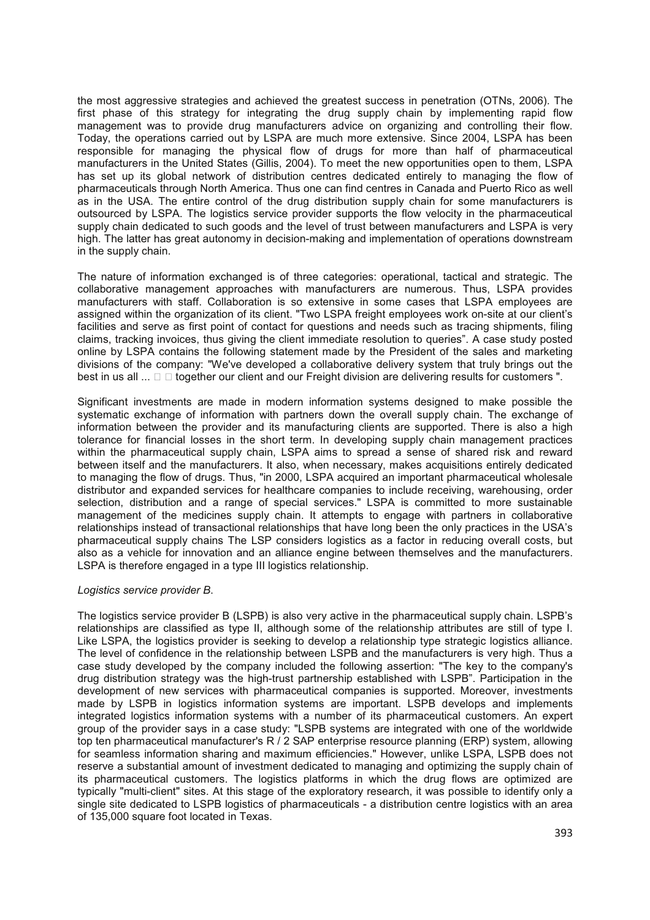the most aggressive strategies and achieved the greatest success in penetration (OTNs, 2006). The first phase of this strategy for integrating the drug supply chain by implementing rapid flow management was to provide drug manufacturers advice on organizing and controlling their flow. Today, the operations carried out by LSPA are much more extensive. Since 2004, LSPA has been responsible for managing the physical flow of drugs for more than half of pharmaceutical manufacturers in the United States (Gillis, 2004). To meet the new opportunities open to them, LSPA has set up its global network of distribution centres dedicated entirely to managing the flow of pharmaceuticals through North America. Thus one can find centres in Canada and Puerto Rico as well as in the USA. The entire control of the drug distribution supply chain for some manufacturers is outsourced by LSPA. The logistics service provider supports the flow velocity in the pharmaceutical supply chain dedicated to such goods and the level of trust between manufacturers and LSPA is very high. The latter has great autonomy in decision-making and implementation of operations downstream in the supply chain.

The nature of information exchanged is of three categories: operational, tactical and strategic. The collaborative management approaches with manufacturers are numerous. Thus, LSPA provides manufacturers with staff. Collaboration is so extensive in some cases that LSPA employees are assigned within the organization of its client. "Two LSPA freight employees work on-site at our client's facilities and serve as first point of contact for questions and needs such as tracing shipments, filing claims, tracking invoices, thus giving the client immediate resolution to queries". A case study posted online by LSPA contains the following statement made by the President of the sales and marketing divisions of the company: "We've developed a collaborative delivery system that truly brings out the best in us all ... together our client and our Freight division are delivering results for customers ".

Significant investments are made in modern information systems designed to make possible the systematic exchange of information with partners down the overall supply chain. The exchange of information between the provider and its manufacturing clients are supported. There is also a high tolerance for financial losses in the short term. In developing supply chain management practices within the pharmaceutical supply chain, LSPA aims to spread a sense of shared risk and reward between itself and the manufacturers. It also, when necessary, makes acquisitions entirely dedicated to managing the flow of drugs. Thus, "in 2000, LSPA acquired an important pharmaceutical wholesale distributor and expanded services for healthcare companies to include receiving, warehousing, order selection, distribution and a range of special services." LSPA is committed to more sustainable management of the medicines supply chain. It attempts to engage with partners in collaborative relationships instead of transactional relationships that have long been the only practices in the USA's pharmaceutical supply chains The LSP considers logistics as a factor in reducing overall costs, but also as a vehicle for innovation and an alliance engine between themselves and the manufacturers. LSPA is therefore engaged in a type III logistics relationship.

*Logistics service provider B.*

The logistics service provider B (LSPB) is also very active in the pharmaceutical supply chain. LSPB's relationships are classified as type II, although some of the relationship attributes are still of type I. Like LSPA, the logistics provider is seeking to develop a relationship type strategic logistics alliance. The level of confidence in the relationship between LSPB and the manufacturers is very high. Thus a case study developed by the company included the following assertion: "The key to the company's drug distribution strategy was the high-trust partnership established with LSPB". Participation in the development of new services with pharmaceutical companies is supported. Moreover, investments made by LSPB in logistics information systems are important. LSPB develops and implements integrated logistics information systems with a number of its pharmaceutical customers. An expert group of the provider says in a case study: "LSPB systems are integrated with one of the worldwide top ten pharmaceutical manufacturer's R / 2 SAP enterprise resource planning (ERP) system, allowing for seamless information sharing and maximum efficiencies." However, unlike LSPA, LSPB does not reserve a substantial amount of investment dedicated to managing and optimizing the supply chain of its pharmaceutical customers. The logistics platforms in which the drug flows are optimized are typically "multi-client" sites. At this stage of the exploratory research, it was possible to identify only a single site dedicated to LSPB logistics of pharmaceuticals - a distribution centre logistics with an area of 135,000 square foot located in Texas.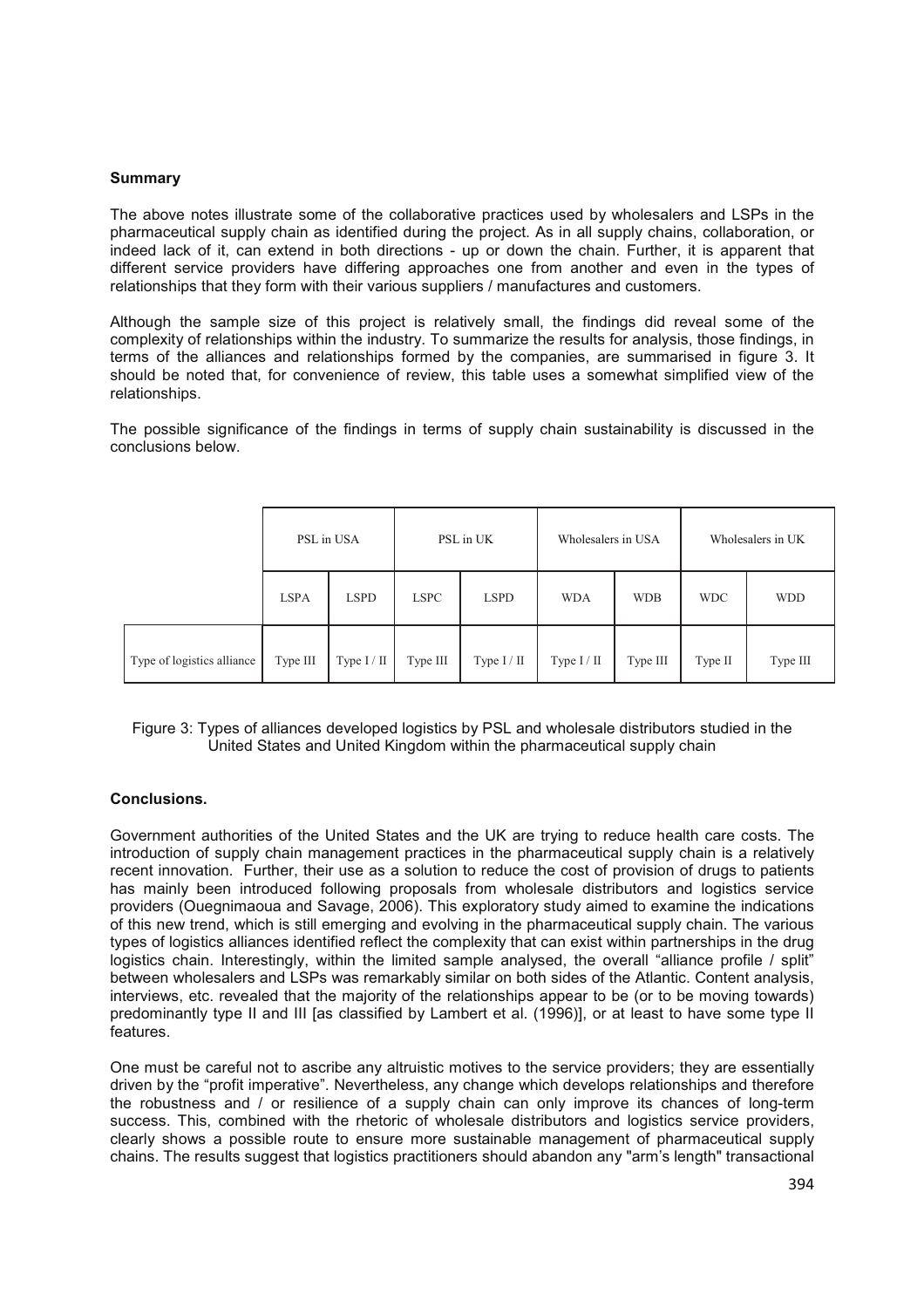**Summary**

The above notes illustrate some of the collaborative practices used by wholesalers and LSPs in the pharmaceutical supply chain as identified during the project. As in all supply chains, collaboration, or indeed lack of it, can extend in both directions - up or down the chain. Further, it is apparent that different service providers have differing approaches one from another and even in the types of relationships that they form with their various suppliers / manufactures and customers.

Although the sample size of this project is relatively small, the findings did reveal some of the complexity of relationships within the industry. To summarize the results for analysis, those findings, in terms of the alliances and relationships formed by the companies, are summarised in figure 3. It should be noted that, for convenience of review, this table uses a somewhat simplified view of the relationships.

The possible significance of the findings in terms of supply chain sustainability is discussed in the conclusions below.

| | PSL in USA | | PSL in UK | | Wholesalers in USA | | Wholesalers in UK | |
|---|---|---|---|---|---|---|---|---|
| | LSPA | LSPD | LSPC | LSPD | WDA | WDB | WDC | WDD |
| Type of logistics alliance | Type III | Type I / II | Type III | Type I / II | Type I / II | Type III | Type II | Type III |

Figure 3: Types of alliances developed logistics by PSL and wholesale distributors studied in the United States and United Kingdom within the pharmaceutical supply chain

**Conclusions.**

Government authorities of the United States and the UK are trying to reduce health care costs. The introduction of supply chain management practices in the pharmaceutical supply chain is a relatively recent innovation. Further, their use as a solution to reduce the cost of provision of drugs to patients has mainly been introduced following proposals from wholesale distributors and logistics service providers (Ouegnimaoua and Savage, 2006). This exploratory study aimed to examine the indications of this new trend, which is still emerging and evolving in the pharmaceutical supply chain. The various types of logistics alliances identified reflect the complexity that can exist within partnerships in the drug logistics chain. Interestingly, within the limited sample analysed, the overall "alliance profile / split" between wholesalers and LSPs was remarkably similar on both sides of the Atlantic. Content analysis, interviews, etc. revealed that the majority of the relationships appear to be (or to be moving towards) predominantly type II and III [as classified by Lambert et al. (1996)], or at least to have some type II features.

One must be careful not to ascribe any altruistic motives to the service providers; they are essentially driven by the "profit imperative". Nevertheless, any change which develops relationships and therefore the robustness and / or resilience of a supply chain can only improve its chances of long-term success. This, combined with the rhetoric of wholesale distributors and logistics service providers, clearly shows a possible route to ensure more sustainable management of pharmaceutical supply chains. The results suggest that logistics practitioners should abandon any "arm's length" transactional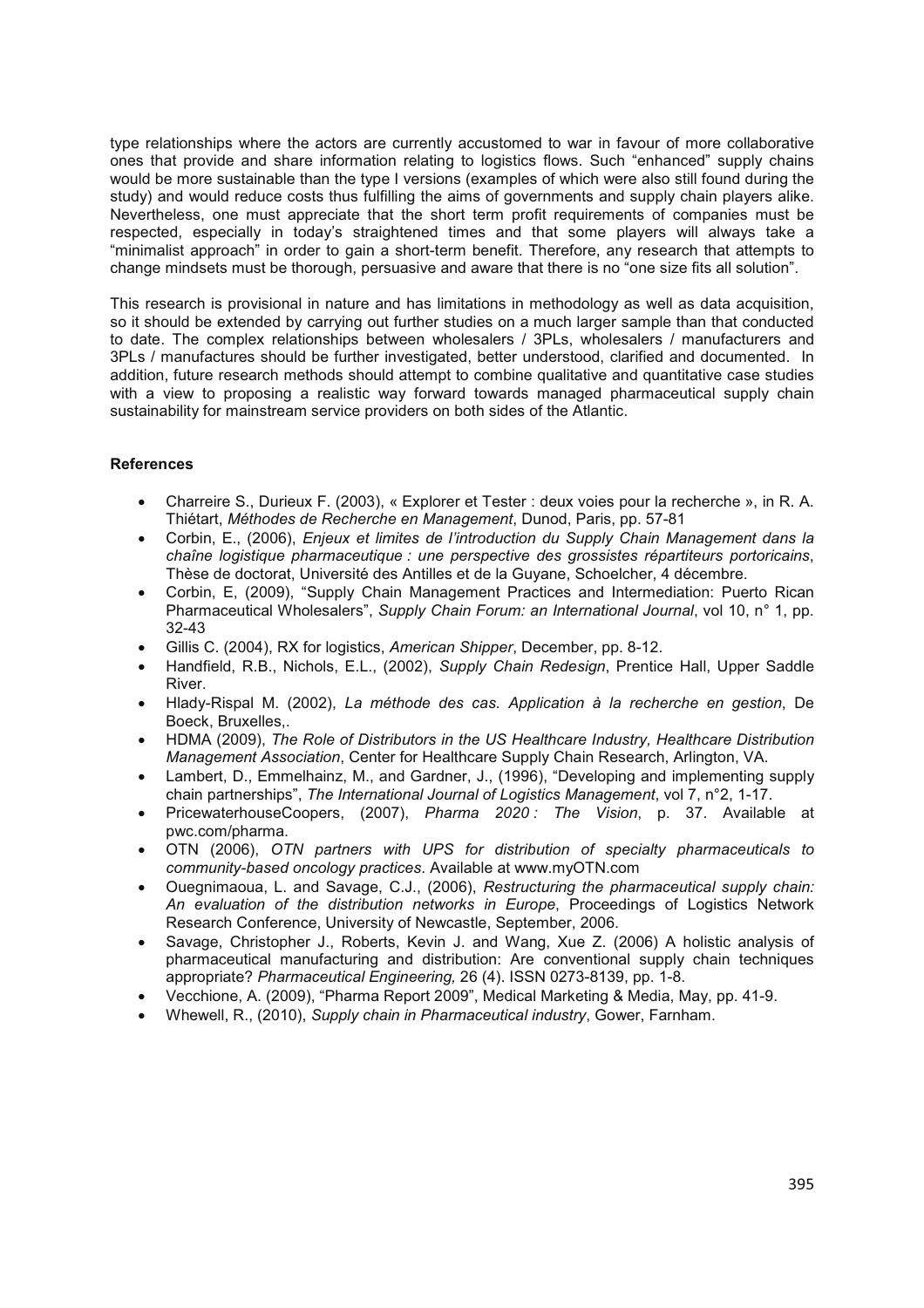type relationships where the actors are currently accustomed to war in favour of more collaborative ones that provide and share information relating to logistics flows. Such "enhanced" supply chains would be more sustainable than the type I versions (examples of which were also still found during the study) and would reduce costs thus fulfilling the aims of governments and supply chain players alike. Nevertheless, one must appreciate that the short term profit requirements of companies must be respected, especially in today's straightened times and that some players will always take a "minimalist approach" in order to gain a short-term benefit. Therefore, any research that attempts to change mindsets must be thorough, persuasive and aware that there is no "one size fits all solution".

This research is provisional in nature and has limitations in methodology as well as data acquisition, so it should be extended by carrying out further studies on a much larger sample than that conducted to date. The complex relationships between wholesalers / 3PLs, wholesalers / manufacturers and 3PLs / manufactures should be further investigated, better understood, clarified and documented. In addition, future research methods should attempt to combine qualitative and quantitative case studies with a view to proposing a realistic way forward towards managed pharmaceutical supply chain sustainability for mainstream service providers on both sides of the Atlantic.

**References**

- Charreire S., Durieux F. (2003), « Explorer et Tester : deux voies pour la recherche », in R. A. Thiétart, *Méthodes de Recherche en Management*, Dunod, Paris, pp. 57-81
- Corbin, E., (2006), *Enjeux et limites de l'introduction du Supply Chain Management dans la chaîne logistique pharmaceutique : une perspective des grossistes répartiteurs portoricains*, Thèse de doctorat, Université des Antilles et de la Guyane, Schoelcher, 4 décembre.
- Corbin, E, (2009), "Supply Chain Management Practices and Intermediation: Puerto Rican Pharmaceutical Wholesalers", *Supply Chain Forum: an International Journal*, vol 10, n° 1, pp. 32-43
- Gillis C. (2004), RX for logistics, *American Shipper*, December, pp. 8-12.
- Handfield, R.B., Nichols, E.L., (2002), *Supply Chain Redesign*, Prentice Hall, Upper Saddle River.
- Hlady-Rispal M. (2002), *La méthode des cas. Application à la recherche en gestion*, De Boeck, Bruxelles,.
- HDMA (2009), *The Role of Distributors in the US Healthcare Industry, Healthcare Distribution Management Association*, Center for Healthcare Supply Chain Research, Arlington, VA.
- Lambert, D., Emmelhainz, M., and Gardner, J., (1996), "Developing and implementing supply chain partnerships", *The International Journal of Logistics Management*, vol 7, n°2, 1-17.
- PricewaterhouseCoopers, (2007), *Pharma 2020 : The Vision*, p. 37. Available at pwc.com/pharma.
- OTN (2006), *OTN partners with UPS for distribution of specialty pharmaceuticals to community-based oncology practices*. Available at www.myOTN.com
- Ouegnimaoua, L. and Savage, C.J., (2006), *Restructuring the pharmaceutical supply chain: An evaluation of the distribution networks in Europe*, Proceedings of Logistics Network Research Conference, University of Newcastle, September, 2006.
- Savage, Christopher J., Roberts, Kevin J. and Wang, Xue Z. (2006) A holistic analysis of pharmaceutical manufacturing and distribution: Are conventional supply chain techniques appropriate? *Pharmaceutical Engineering,* 26 (4). ISSN 0273-8139, pp. 1-8.
- Vecchione, A. (2009), "Pharma Report 2009", Medical Marketing & Media, May, pp. 41-9.
- Whewell, R., (2010), *Supply chain in Pharmaceutical industry*, Gower, Farnham.